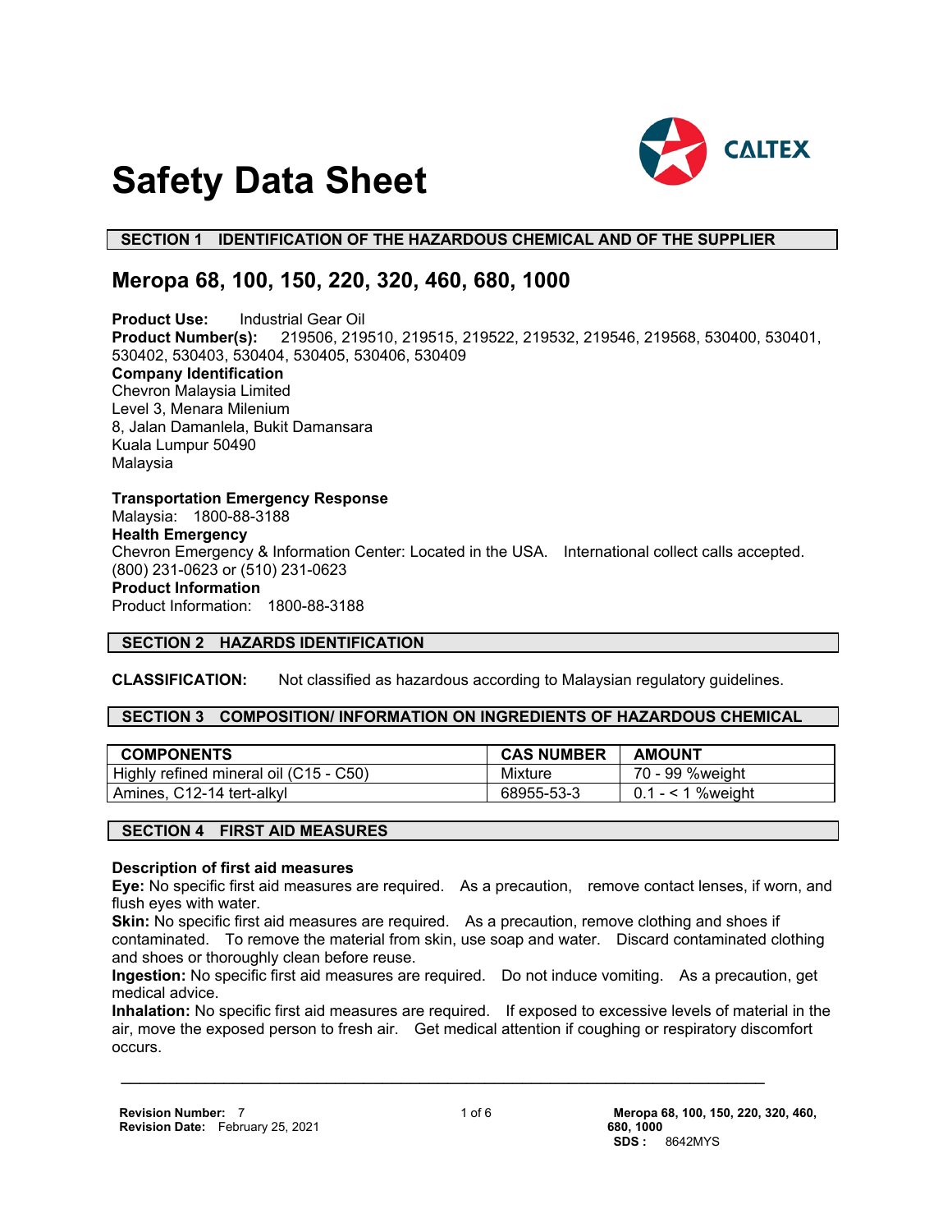# Safety Data Sheet

## SECTION 1 IDENTIFICATION OF THE HAZARDOUS CHEMICAL AND OF THE SUPPLIER

## Meropa 68, 100, 150, 220, 320, 460, 680, 1000

**Product Use:** Industrial Gear Oil
**Product Number(s):** 219506, 219510, 219515, 219522, 219532, 219546, 219568, 530400, 530401, 530402, 530403, 530404, 530405, 530406, 530409
**Company Identification**
Chevron Malaysia Limited
Level 3, Menara Milenium
8, Jalan Damanlela, Bukit Damansara
Kuala Lumpur 50490
Malaysia

**Transportation Emergency Response**
Malaysia: 1800-88-3188
**Health Emergency**
Chevron Emergency & Information Center: Located in the USA. International collect calls accepted. (800) 231-0623 or (510) 231-0623
**Product Information**
Product Information: 1800-88-3188

## SECTION 2 HAZARDS IDENTIFICATION

**CLASSIFICATION:** Not classified as hazardous according to Malaysian regulatory guidelines.

## SECTION 3 COMPOSITION/ INFORMATION ON INGREDIENTS OF HAZARDOUS CHEMICAL

| COMPONENTS | CAS NUMBER | AMOUNT |
|---|---|---|
| Highly refined mineral oil (C15 - C50) | Mixture | 70 - 99 %weight |
| Amines, C12-14 tert-alkyl | 68955-53-3 | 0.1 - < 1 %weight |

## SECTION 4 FIRST AID MEASURES

**Description of first aid measures**
**Eye:** No specific first aid measures are required. As a precaution, remove contact lenses, if worn, and flush eyes with water.
**Skin:** No specific first aid measures are required. As a precaution, remove clothing and shoes if contaminated. To remove the material from skin, use soap and water. Discard contaminated clothing and shoes or thoroughly clean before reuse.
**Ingestion:** No specific first aid measures are required. Do not induce vomiting. As a precaution, get medical advice.
**Inhalation:** No specific first aid measures are required. If exposed to excessive levels of material in the air, move the exposed person to fresh air. Get medical attention if coughing or respiratory discomfort occurs.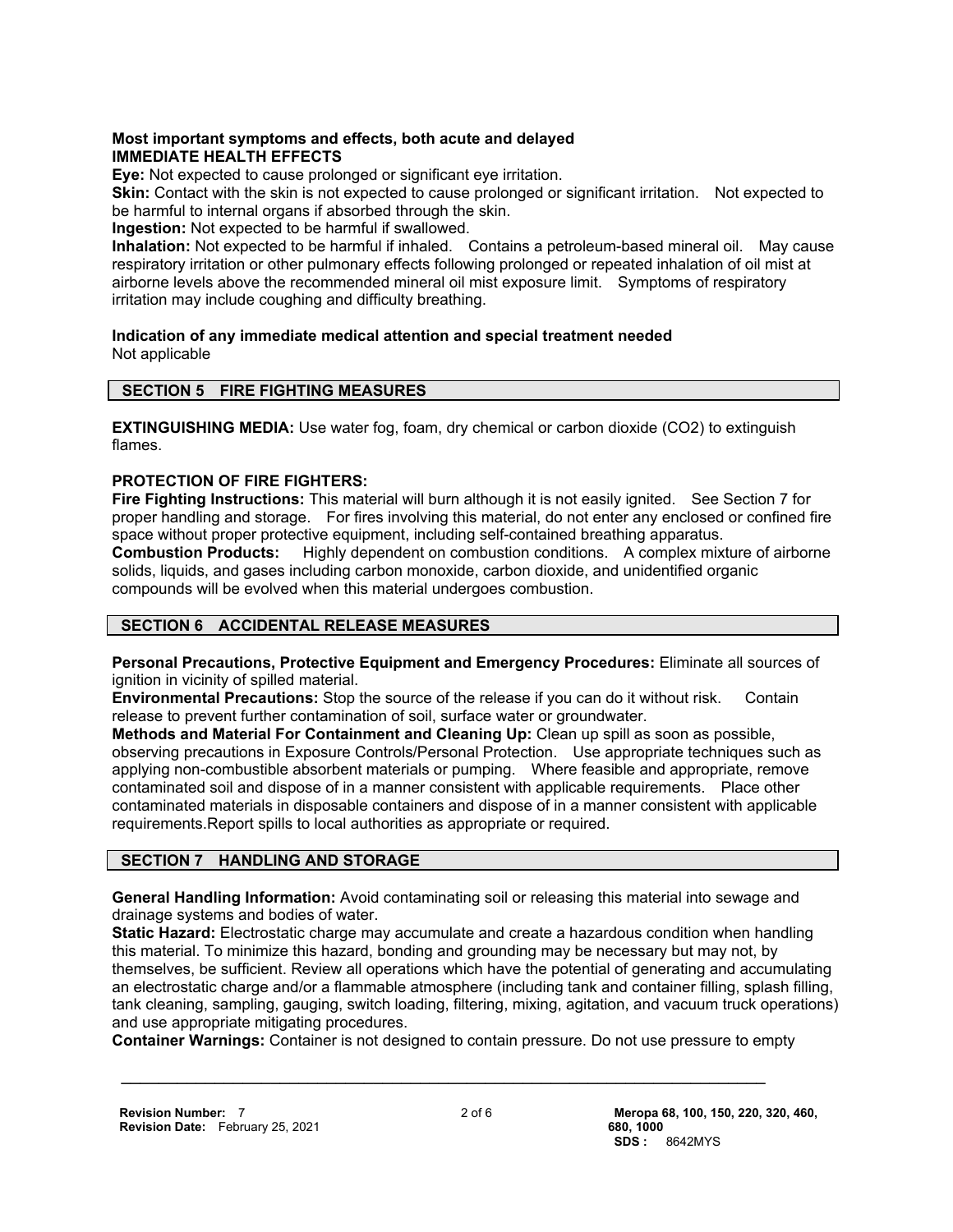**Most important symptoms and effects, both acute and delayed**
**IMMEDIATE HEALTH EFFECTS**

**Eye:** Not expected to cause prolonged or significant eye irritation.
**Skin:** Contact with the skin is not expected to cause prolonged or significant irritation. Not expected to be harmful to internal organs if absorbed through the skin.
**Ingestion:** Not expected to be harmful if swallowed.
**Inhalation:** Not expected to be harmful if inhaled. Contains a petroleum-based mineral oil. May cause respiratory irritation or other pulmonary effects following prolonged or repeated inhalation of oil mist at airborne levels above the recommended mineral oil mist exposure limit. Symptoms of respiratory irritation may include coughing and difficulty breathing.

**Indication of any immediate medical attention and special treatment needed**
Not applicable

## SECTION 5 FIRE FIGHTING MEASURES

**EXTINGUISHING MEDIA:** Use water fog, foam, dry chemical or carbon dioxide ($CO_2$) to extinguish flames.

**PROTECTION OF FIRE FIGHTERS:**
**Fire Fighting Instructions:** This material will burn although it is not easily ignited. See Section 7 for proper handling and storage. For fires involving this material, do not enter any enclosed or confined fire space without proper protective equipment, including self-contained breathing apparatus.
**Combustion Products:** Highly dependent on combustion conditions. A complex mixture of airborne solids, liquids, and gases including carbon monoxide, carbon dioxide, and unidentified organic compounds will be evolved when this material undergoes combustion.

## SECTION 6 ACCIDENTAL RELEASE MEASURES

**Personal Precautions, Protective Equipment and Emergency Procedures:** Eliminate all sources of ignition in vicinity of spilled material.
**Environmental Precautions:** Stop the source of the release if you can do it without risk. Contain release to prevent further contamination of soil, surface water or groundwater.
**Methods and Material For Containment and Cleaning Up:** Clean up spill as soon as possible, observing precautions in Exposure Controls/Personal Protection. Use appropriate techniques such as applying non-combustible absorbent materials or pumping. Where feasible and appropriate, remove contaminated soil and dispose of in a manner consistent with applicable requirements. Place other contaminated materials in disposable containers and dispose of in a manner consistent with applicable requirements.Report spills to local authorities as appropriate or required.

## SECTION 7 HANDLING AND STORAGE

**General Handling Information:** Avoid contaminating soil or releasing this material into sewage and drainage systems and bodies of water.
**Static Hazard:** Electrostatic charge may accumulate and create a hazardous condition when handling this material. To minimize this hazard, bonding and grounding may be necessary but may not, by themselves, be sufficient. Review all operations which have the potential of generating and accumulating an electrostatic charge and/or a flammable atmosphere (including tank and container filling, splash filling, tank cleaning, sampling, gauging, switch loading, filtering, mixing, agitation, and vacuum truck operations) and use appropriate mitigating procedures.
**Container Warnings:** Container is not designed to contain pressure. Do not use pressure to empty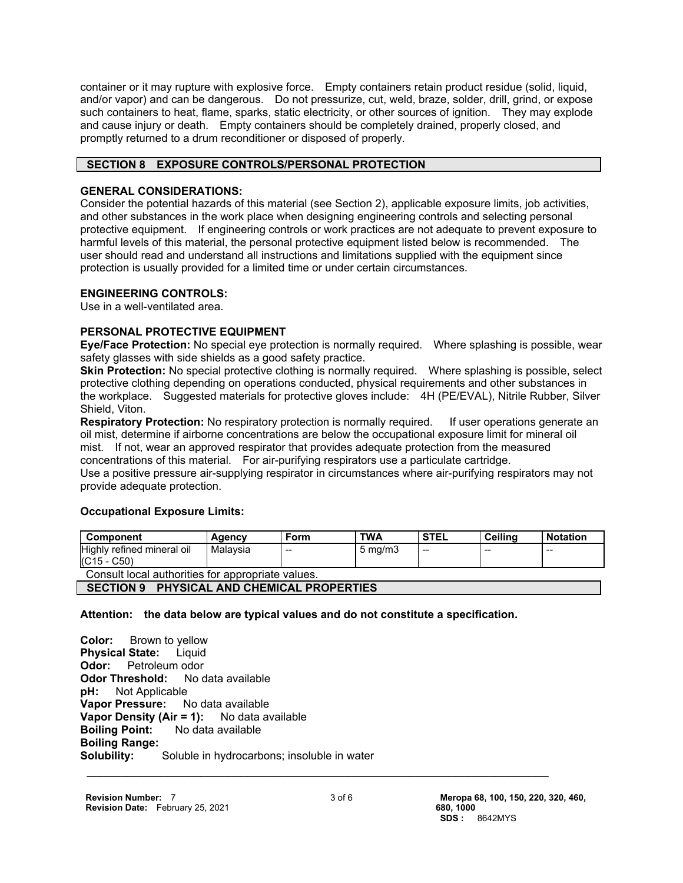container or it may rupture with explosive force. Empty containers retain product residue (solid, liquid, and/or vapor) and can be dangerous. Do not pressurize, cut, weld, braze, solder, drill, grind, or expose such containers to heat, flame, sparks, static electricity, or other sources of ignition. They may explode and cause injury or death. Empty containers should be completely drained, properly closed, and promptly returned to a drum reconditioner or disposed of properly.

## SECTION 8 EXPOSURE CONTROLS/PERSONAL PROTECTION

**GENERAL CONSIDERATIONS:**
Consider the potential hazards of this material (see Section 2), applicable exposure limits, job activities, and other substances in the work place when designing engineering controls and selecting personal protective equipment. If engineering controls or work practices are not adequate to prevent exposure to harmful levels of this material, the personal protective equipment listed below is recommended. The user should read and understand all instructions and limitations supplied with the equipment since protection is usually provided for a limited time or under certain circumstances.

**ENGINEERING CONTROLS:**
Use in a well-ventilated area.

**PERSONAL PROTECTIVE EQUIPMENT**

**Eye/Face Protection:** No special eye protection is normally required. Where splashing is possible, wear safety glasses with side shields as a good safety practice.

**Skin Protection:** No special protective clothing is normally required. Where splashing is possible, select protective clothing depending on operations conducted, physical requirements and other substances in the workplace. Suggested materials for protective gloves include: 4H (PE/EVAL), Nitrile Rubber, Silver Shield, Viton.

**Respiratory Protection:** No respiratory protection is normally required. If user operations generate an oil mist, determine if airborne concentrations are below the occupational exposure limit for mineral oil mist. If not, wear an approved respirator that provides adequate protection from the measured concentrations of this material. For air-purifying respirators use a particulate cartridge.
Use a positive pressure air-supplying respirator in circumstances where air-purifying respirators may not provide adequate protection.

**Occupational Exposure Limits:**

| Component | Agency | Form | TWA | STEL | Ceiling | Notation |
|---|---|---|---|---|---|---|
| Highly refined mineral oil (C15 - C50) | Malaysia | -- | 5 mg/m3 | -- | -- | -- |

Consult local authorities for appropriate values.

## SECTION 9 PHYSICAL AND CHEMICAL PROPERTIES

**Attention: the data below are typical values and do not constitute a specification.**

**Color:** Brown to yellow
**Physical State:** Liquid
**Odor:** Petroleum odor
**Odor Threshold:** No data available
**pH:** Not Applicable
**Vapor Pressure:** No data available
**Vapor Density (Air = 1):** No data available
**Boiling Point:** No data available
**Boiling Range:**
**Solubility:** Soluble in hydrocarbons; insoluble in water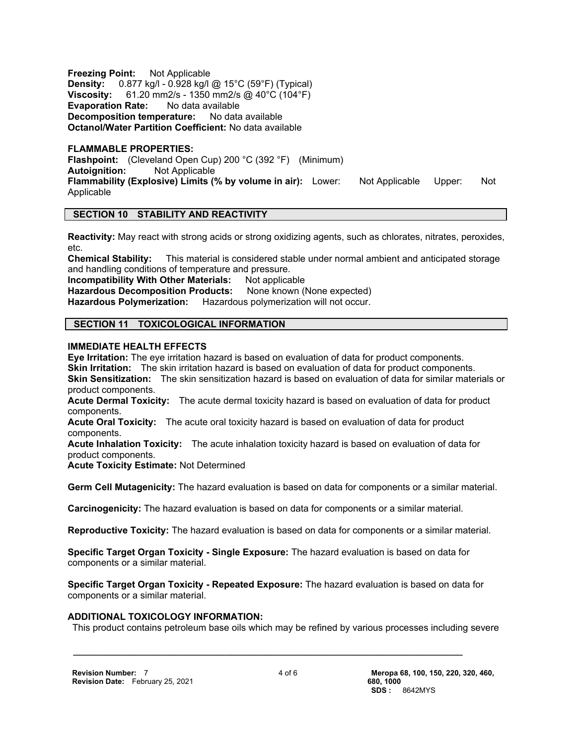**Freezing Point:** Not Applicable
**Density:** 0.877 kg/l - 0.928 kg/l @ 15°C (59°F) (Typical)
**Viscosity:** 61.20 mm2/s - 1350 mm2/s @ 40°C (104°F)
**Evaporation Rate:** No data available
**Decomposition temperature:** No data available
**Octanol/Water Partition Coefficient:** No data available

**FLAMMABLE PROPERTIES:**
**Flashpoint:** (Cleveland Open Cup) 200 °C (392 °F) (Minimum)
**Autoignition:** Not Applicable
**Flammability (Explosive) Limits (% by volume in air):** Lower: Not Applicable Upper: Not Applicable

## SECTION 10 STABILITY AND REACTIVITY

**Reactivity:** May react with strong acids or strong oxidizing agents, such as chlorates, nitrates, peroxides, etc.
**Chemical Stability:** This material is considered stable under normal ambient and anticipated storage and handling conditions of temperature and pressure.
**Incompatibility With Other Materials:** Not applicable
**Hazardous Decomposition Products:** None known (None expected)
**Hazardous Polymerization:** Hazardous polymerization will not occur.

## SECTION 11 TOXICOLOGICAL INFORMATION

**IMMEDIATE HEALTH EFFECTS**
**Eye Irritation:** The eye irritation hazard is based on evaluation of data for product components.
**Skin Irritation:** The skin irritation hazard is based on evaluation of data for product components.
**Skin Sensitization:** The skin sensitization hazard is based on evaluation of data for similar materials or product components.
**Acute Dermal Toxicity:** The acute dermal toxicity hazard is based on evaluation of data for product components.
**Acute Oral Toxicity:** The acute oral toxicity hazard is based on evaluation of data for product components.
**Acute Inhalation Toxicity:** The acute inhalation toxicity hazard is based on evaluation of data for product components.
**Acute Toxicity Estimate:** Not Determined

**Germ Cell Mutagenicity:** The hazard evaluation is based on data for components or a similar material.

**Carcinogenicity:** The hazard evaluation is based on data for components or a similar material.

**Reproductive Toxicity:** The hazard evaluation is based on data for components or a similar material.

**Specific Target Organ Toxicity - Single Exposure:** The hazard evaluation is based on data for components or a similar material.

**Specific Target Organ Toxicity - Repeated Exposure:** The hazard evaluation is based on data for components or a similar material.

**ADDITIONAL TOXICOLOGY INFORMATION:**
This product contains petroleum base oils which may be refined by various processes including severe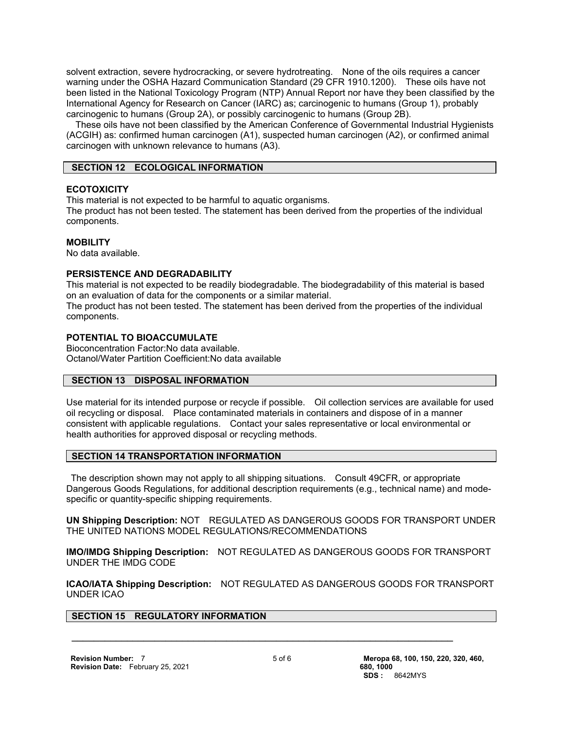solvent extraction, severe hydrocracking, or severe hydrotreating. None of the oils requires a cancer warning under the OSHA Hazard Communication Standard (29 CFR 1910.1200). These oils have not been listed in the National Toxicology Program (NTP) Annual Report nor have they been classified by the International Agency for Research on Cancer (IARC) as; carcinogenic to humans (Group 1), probably carcinogenic to humans (Group 2A), or possibly carcinogenic to humans (Group 2B).

These oils have not been classified by the American Conference of Governmental Industrial Hygienists (ACGIH) as: confirmed human carcinogen (A1), suspected human carcinogen (A2), or confirmed animal carcinogen with unknown relevance to humans (A3).

## SECTION 12 ECOLOGICAL INFORMATION

**ECOTOXICITY**

This material is not expected to be harmful to aquatic organisms.
The product has not been tested. The statement has been derived from the properties of the individual components.

**MOBILITY**

No data available.

**PERSISTENCE AND DEGRADABILITY**

This material is not expected to be readily biodegradable. The biodegradability of this material is based on an evaluation of data for the components or a similar material.
The product has not been tested. The statement has been derived from the properties of the individual components.

**POTENTIAL TO BIOACCUMULATE**

Bioconcentration Factor:No data available.
Octanol/Water Partition Coefficient:No data available

## SECTION 13 DISPOSAL INFORMATION

Use material for its intended purpose or recycle if possible. Oil collection services are available for used oil recycling or disposal. Place contaminated materials in containers and dispose of in a manner consistent with applicable regulations. Contact your sales representative or local environmental or health authorities for approved disposal or recycling methods.

## SECTION 14 TRANSPORTATION INFORMATION

The description shown may not apply to all shipping situations. Consult 49CFR, or appropriate Dangerous Goods Regulations, for additional description requirements (e.g., technical name) and mode-specific or quantity-specific shipping requirements.

**UN Shipping Description:** NOT REGULATED AS DANGEROUS GOODS FOR TRANSPORT UNDER THE UNITED NATIONS MODEL REGULATIONS/RECOMMENDATIONS

**IMO/IMDG Shipping Description:** NOT REGULATED AS DANGEROUS GOODS FOR TRANSPORT UNDER THE IMDG CODE

**ICAO/IATA Shipping Description:** NOT REGULATED AS DANGEROUS GOODS FOR TRANSPORT UNDER ICAO

## SECTION 15 REGULATORY INFORMATION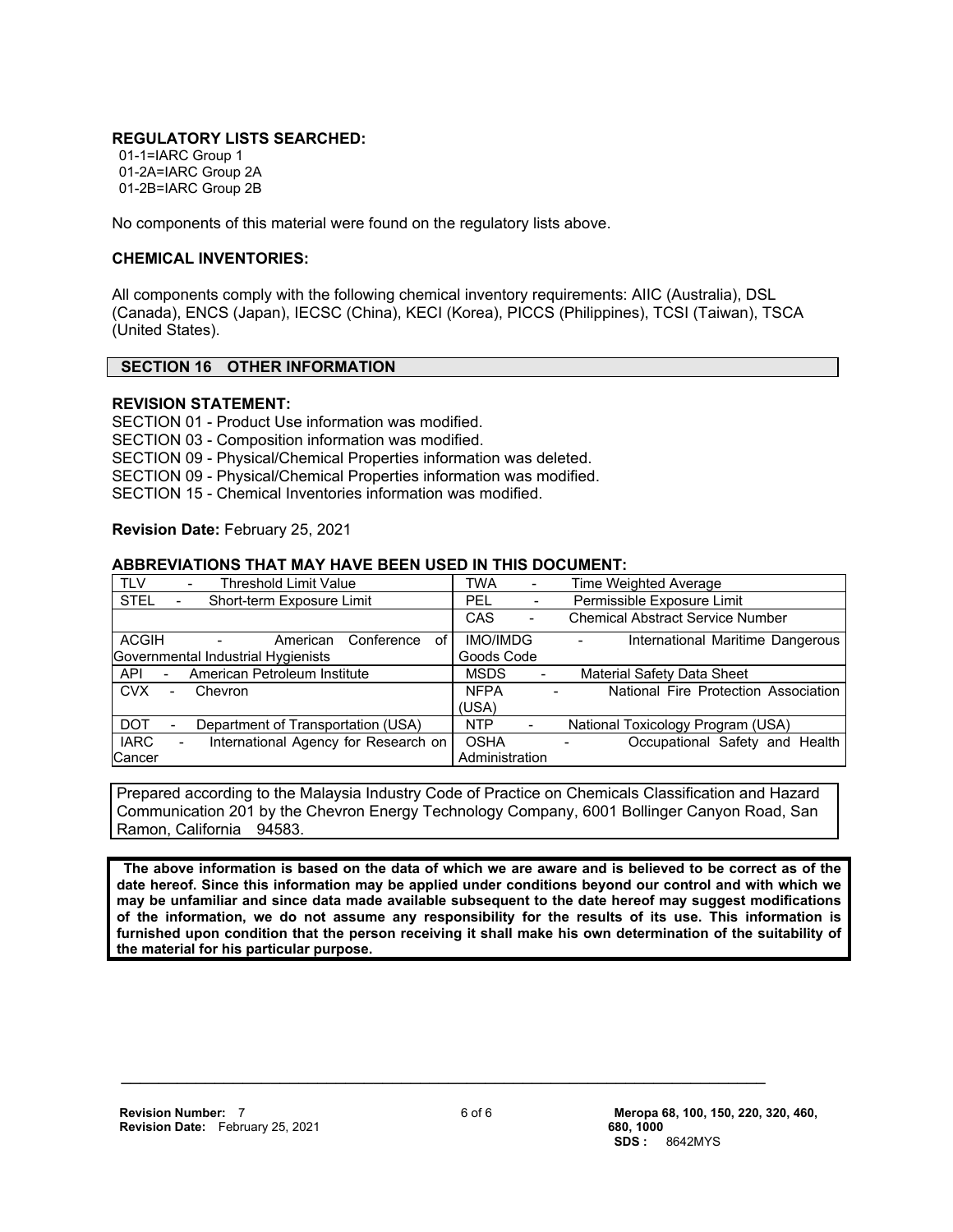**REGULATORY LISTS SEARCHED:**

01-1=IARC Group 1
01-2A=IARC Group 2A
01-2B=IARC Group 2B

No components of this material were found on the regulatory lists above.

**CHEMICAL INVENTORIES:**

All components comply with the following chemical inventory requirements: AIIC (Australia), DSL (Canada), ENCS (Japan), IECSC (China), KECI (Korea), PICCS (Philippines), TCSI (Taiwan), TSCA (United States).

## SECTION 16 OTHER INFORMATION

**REVISION STATEMENT:**

SECTION 01 - Product Use information was modified.
SECTION 03 - Composition information was modified.
SECTION 09 - Physical/Chemical Properties information was deleted.
SECTION 09 - Physical/Chemical Properties information was modified.
SECTION 15 - Chemical Inventories information was modified.

**Revision Date:** February 25, 2021

**ABBREVIATIONS THAT MAY HAVE BEEN USED IN THIS DOCUMENT:**

| | |
|---|---|
| TLV - Threshold Limit Value | TWA - Time Weighted Average |
| STEL - Short-term Exposure Limit | PEL - Permissible Exposure Limit |
| | CAS - Chemical Abstract Service Number |
| ACGIH - American Conference of Governmental Industrial Hygienists | IMO/IMDG - International Maritime Dangerous Goods Code |
| API - American Petroleum Institute | MSDS - Material Safety Data Sheet |
| CVX - Chevron | NFPA - National Fire Protection Association (USA) |
| DOT - Department of Transportation (USA) | NTP - National Toxicology Program (USA) |
| IARC - International Agency for Research on Cancer | OSHA - Occupational Safety and Health Administration |

Prepared according to the Malaysia Industry Code of Practice on Chemicals Classification and Hazard Communication 201 by the Chevron Energy Technology Company, 6001 Bollinger Canyon Road, San Ramon, California 94583.

**The above information is based on the data of which we are aware and is believed to be correct as of the date hereof. Since this information may be applied under conditions beyond our control and with which we may be unfamiliar and since data made available subsequent to the date hereof may suggest modifications of the information, we do not assume any responsibility for the results of its use. This information is furnished upon condition that the person receiving it shall make his own determination of the suitability of the material for his particular purpose.**